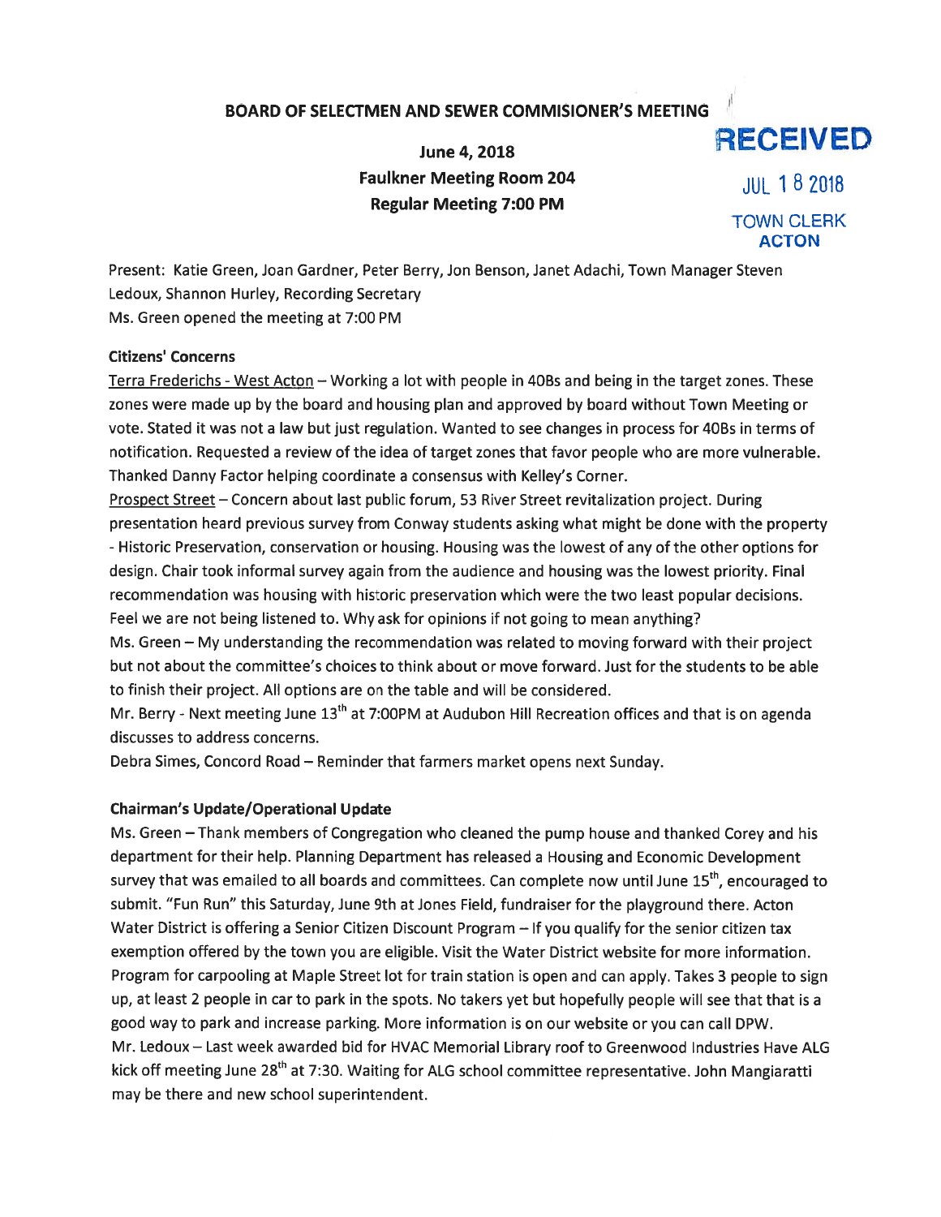# BOARD OF SELECTMEN AND SEWER COMMISIONER'S MEETING

**June 4, 2018**
**Faulkner Meeting Room 204**
**Regular Meeting 7:00 PM**

RECEIVED
JUL 18 2018
TOWN CLERK
ACTON

Present: Katie Green, Joan Gardner, Peter Berry, Jon Benson, Janet Adachi, Town Manager Steven Ledoux, Shannon Hurley, Recording Secretary
Ms. Green opened the meeting at 7:00 PM

**Citizens' Concerns**

Terra Fredrichs - West Acton – Working a lot with people in 40Bs and being in the target zones. These zones were made up by the board and housing plan and approved by board without Town Meeting or vote. Stated it was not a law but just regulation. Wanted to see changes in process for 40Bs in terms of notification. Requested a review of the idea of target zones that favor people who are more vulnerable. Thanked Danny Factor helping coordinate a consensus with Kelley's Corner.

Prospect Street – Concern about last public forum, 53 River Street revitalization project. During presentation heard previous survey from Conway students asking what might be done with the property - Historic Preservation, conservation or housing. Housing was the lowest of any of the other options for design. Chair took informal survey again from the audience and housing was the lowest priority. Final recommendation was housing with historic preservation which were the two least popular decisions. Feel we are not being listened to. Why ask for opinions if not going to mean anything?

Ms. Green – My understanding the recommendation was related to moving forward with their project but not about the committee's choices to think about or move forward. Just for the students to be able to finish their project. All options are on the table and will be considered.

Mr. Berry - Next meeting June 13th at 7:00PM at Audubon Hill Recreation offices and that is on agenda discusses to address concerns.

Debra Simes, Concord Road – Reminder that farmers market opens next Sunday.

**Chairman's Update/Operational Update**

Ms. Green – Thank members of Congregation who cleaned the pump house and thanked Corey and his department for their help. Planning Department has released a Housing and Economic Development survey that was emailed to all boards and committees. Can complete now until June 15th, encouraged to submit. "Fun Run" this Saturday, June 9th at Jones Field, fundraiser for the playground there. Acton Water District is offering a Senior Citizen Discount Program – If you qualify for the senior citizen tax exemption offered by the town you are eligible. Visit the Water District website for more information. Program for carpooling at Maple Street lot for train station is open and can apply. Takes 3 people to sign up, at least 2 people in car to park in the spots. No takers yet but hopefully people will see that that is a good way to park and increase parking. More information is on our website or you can call DPW.

Mr. Ledoux – Last week awarded bid for HVAC Memorial Library roof to Greenwood Industries Have ALG kick off meeting June 28th at 7:30. Waiting for ALG school committee representative. John Mangiaratti may be there and new school superintendent.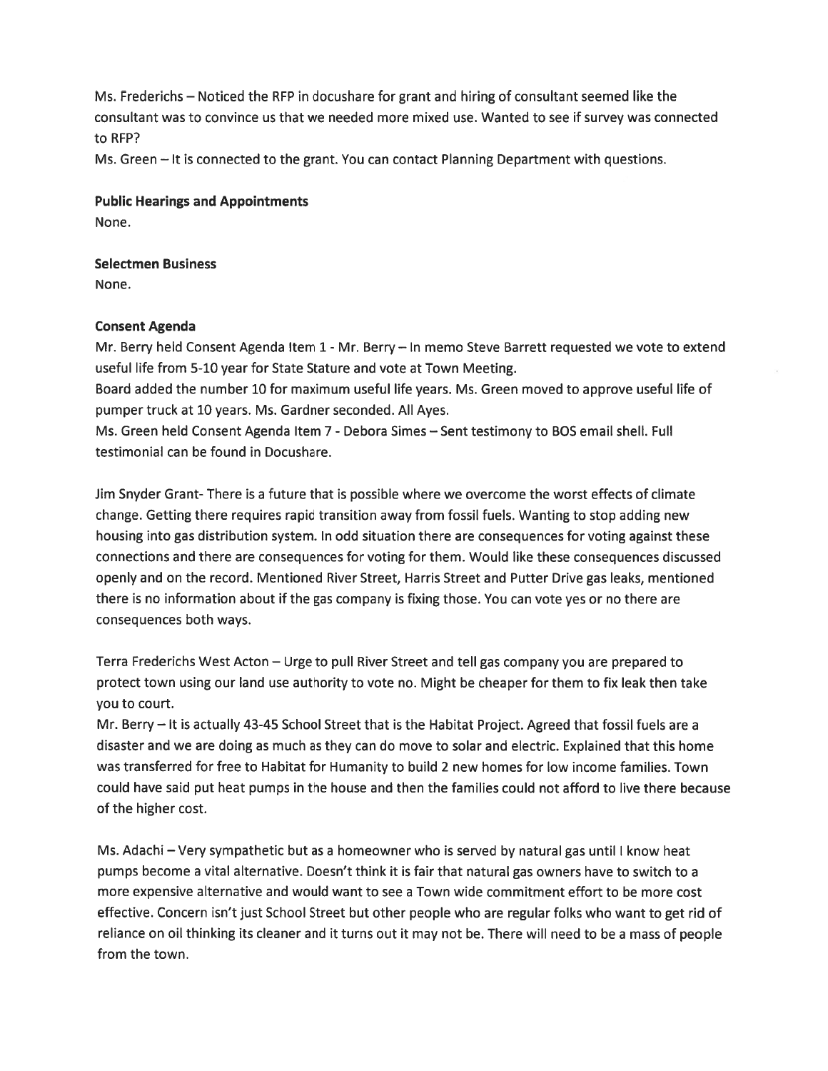Ms. Frederichs – Noticed the RFP in docushare for grant and hiring of consultant seemed like the consultant was to convince us that we needed more mixed use. Wanted to see if survey was connected to RFP?

Ms. Green – It is connected to the grant. You can contact Planning Department with questions.

**Public Hearings and Appointments**

None.

**Selectmen Business**

None.

**Consent Agenda**

Mr. Berry held Consent Agenda Item 1 - Mr. Berry – In memo Steve Barrett requested we vote to extend useful life from 5-10 year for State Stature and vote at Town Meeting.

Board added the number 10 for maximum useful life years. Ms. Green moved to approve useful life of pumper truck at 10 years. Ms. Gardner seconded. All Ayes.

Ms. Green held Consent Agenda Item 7 - Debora Simes – Sent testimony to BOS email shell. Full testimonial can be found in Docushare.

Jim Snyder Grant- There is a future that is possible where we overcome the worst effects of climate change. Getting there requires rapid transition away from fossil fuels. Wanting to stop adding new housing into gas distribution system. In odd situation there are consequences for voting against these connections and there are consequences for voting for them. Would like these consequences discussed openly and on the record. Mentioned River Street, Harris Street and Putter Drive gas leaks, mentioned there is no information about if the gas company is fixing those. You can vote yes or no there are consequences both ways.

Terra Frederichs West Acton – Urge to pull River Street and tell gas company you are prepared to protect town using our land use authority to vote no. Might be cheaper for them to fix leak then take you to court.

Mr. Berry – It is actually 43-45 School Street that is the Habitat Project. Agreed that fossil fuels are a disaster and we are doing as much as they can do move to solar and electric. Explained that this home was transferred for free to Habitat for Humanity to build 2 new homes for low income families. Town could have said put heat pumps in the house and then the families could not afford to live there because of the higher cost.

Ms. Adachi – Very sympathetic but as a homeowner who is served by natural gas until I know heat pumps become a vital alternative. Doesn't think it is fair that natural gas owners have to switch to a more expensive alternative and would want to see a Town wide commitment effort to be more cost effective. Concern isn't just School Street but other people who are regular folks who want to get rid of reliance on oil thinking its cleaner and it turns out it may not be. There will need to be a mass of people from the town.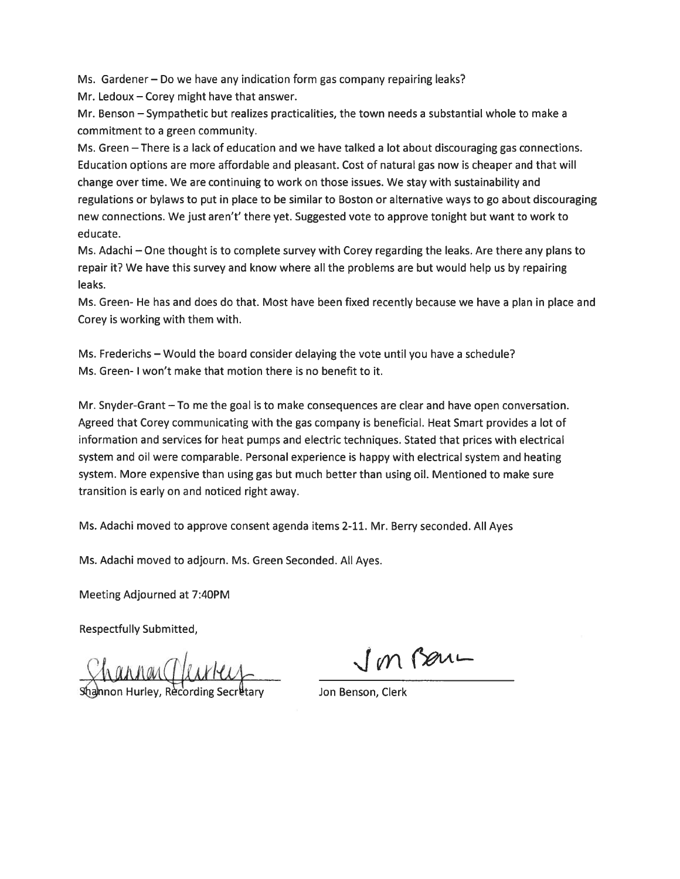Ms. Gardener – Do we have any indication form gas company repairing leaks?

Mr. Ledoux – Corey might have that answer.

Mr. Benson – Sympathetic but realizes practicalities, the town needs a substantial whole to make a commitment to a green community.

Ms. Green – There is a lack of education and we have talked a lot about discouraging gas connections. Education options are more affordable and pleasant. Cost of natural gas now is cheaper and that will change over time. We are continuing to work on those issues. We stay with sustainability and regulations or bylaws to put in place to be similar to Boston or alternative ways to go about discouraging new connections. We just aren't' there yet. Suggested vote to approve tonight but want to work to educate.

Ms. Adachi – One thought is to complete survey with Corey regarding the leaks. Are there any plans to repair it? We have this survey and know where all the problems are but would help us by repairing leaks.

Ms. Green- He has and does do that. Most have been fixed recently because we have a plan in place and Corey is working with them with.

Ms. Fredérichs – Would the board consider delaying the vote until you have a schedule?

Ms. Green- I won't make that motion there is no benefit to it.

Mr. Snyder-Grant – To me the goal is to make consequences are clear and have open conversation. Agreed that Corey communicating with the gas company is beneficial. Heat Smart provides a lot of information and services for heat pumps and electric techniques. Stated that prices with electrical system and oil were comparable. Personal experience is happy with electrical system and heating system. More expensive than using gas but much better than using oil. Mentioned to make sure transition is early on and noticed right away.

Ms. Adachi moved to approve consent agenda items 2-11. Mr. Berry seconded. All Ayes

Ms. Adachi moved to adjourn. Ms. Green Seconded. All Ayes.

Meeting Adjourned at 7:40PM

Respectfully Submitted,

Shannon Hurley, Recording Secretary

Jon Benson, Clerk